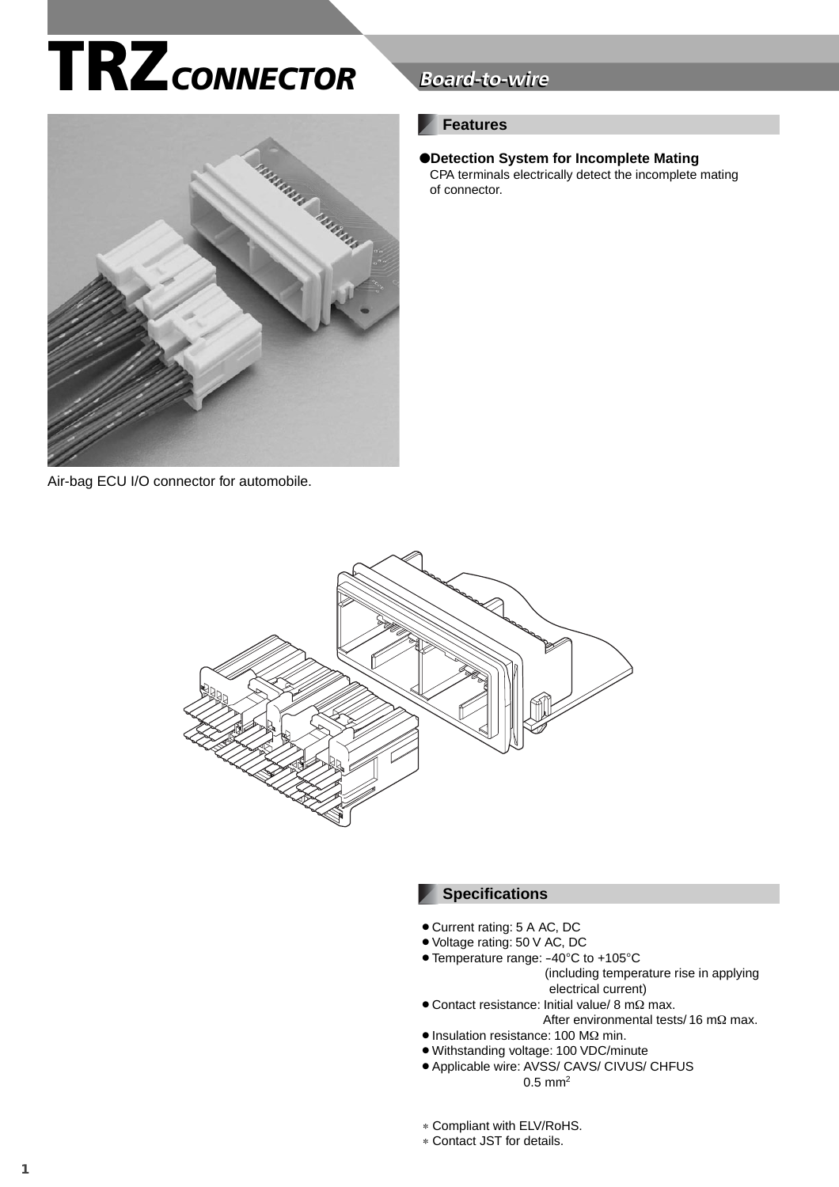# TRZ CONNECTOR

*Board-to-wire*

Air-bag ECU I/O connector for automobile.

## Features

● **Detection System for Incomplete Mating**
CPA terminals electrically detect the incomplete mating of connector.

## Specifications

- Current rating: 5 A AC, DC
- Voltage rating: 50 V AC, DC
- Temperature range: −40°C to +105°C (including temperature rise in applying electrical current)
- Contact resistance: Initial value/ 8 mΩ max.
  After environmental tests/ 16 mΩ max.
- Insulation resistance: 100 MΩ min.
- Withstanding voltage: 100 VDC/minute
- Applicable wire: AVSS/ CAVS/ CIVUS/ CHFUS
  0.5 $mm^2$

* Compliant with ELV/RoHS.
* Contact JST for details.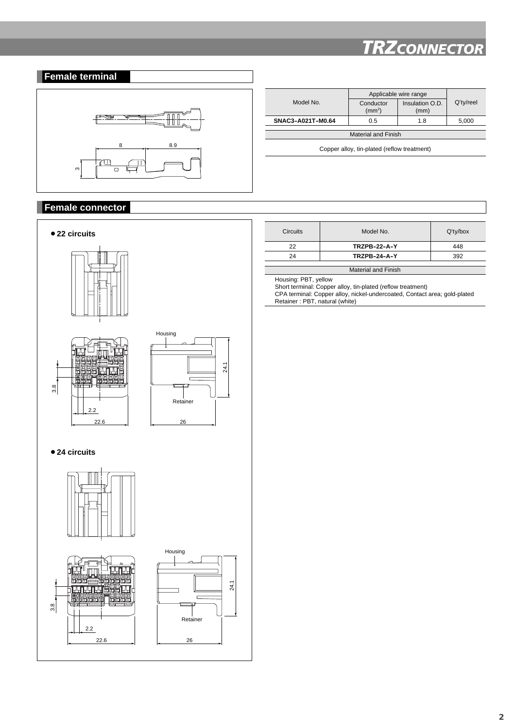## Female terminal

| Model No. | Applicable wire range | | Q'ty/reel |
|---|---|---|---|
| | Conductor ($mm^2$) | Insulation O.D. (mm) | |
| **SNAC3–A021T–M0.64** | 0.5 | 1.8 | 5,000 |

| Material and Finish |
|---|
| Copper alloy, tin-plated (reflow treatment) |

## Female connector

● **22 circuits**

● **24 circuits**

| Circuits | Model No. | Q'ty/box |
|---|---|---|
| 22 | **TRZPB–22–A–Y** | 448 |
| 24 | **TRZPB–24–A–Y** | 392 |

| Material and Finish |
|---|
| Housing: PBT, yellow<br>Short terminal: Copper alloy, tin-plated (reflow treatment)<br>CPA terminal: Copper alloy, nickel-undercoated, Contact area; gold-plated<br>Retainer : PBT, natural (white) |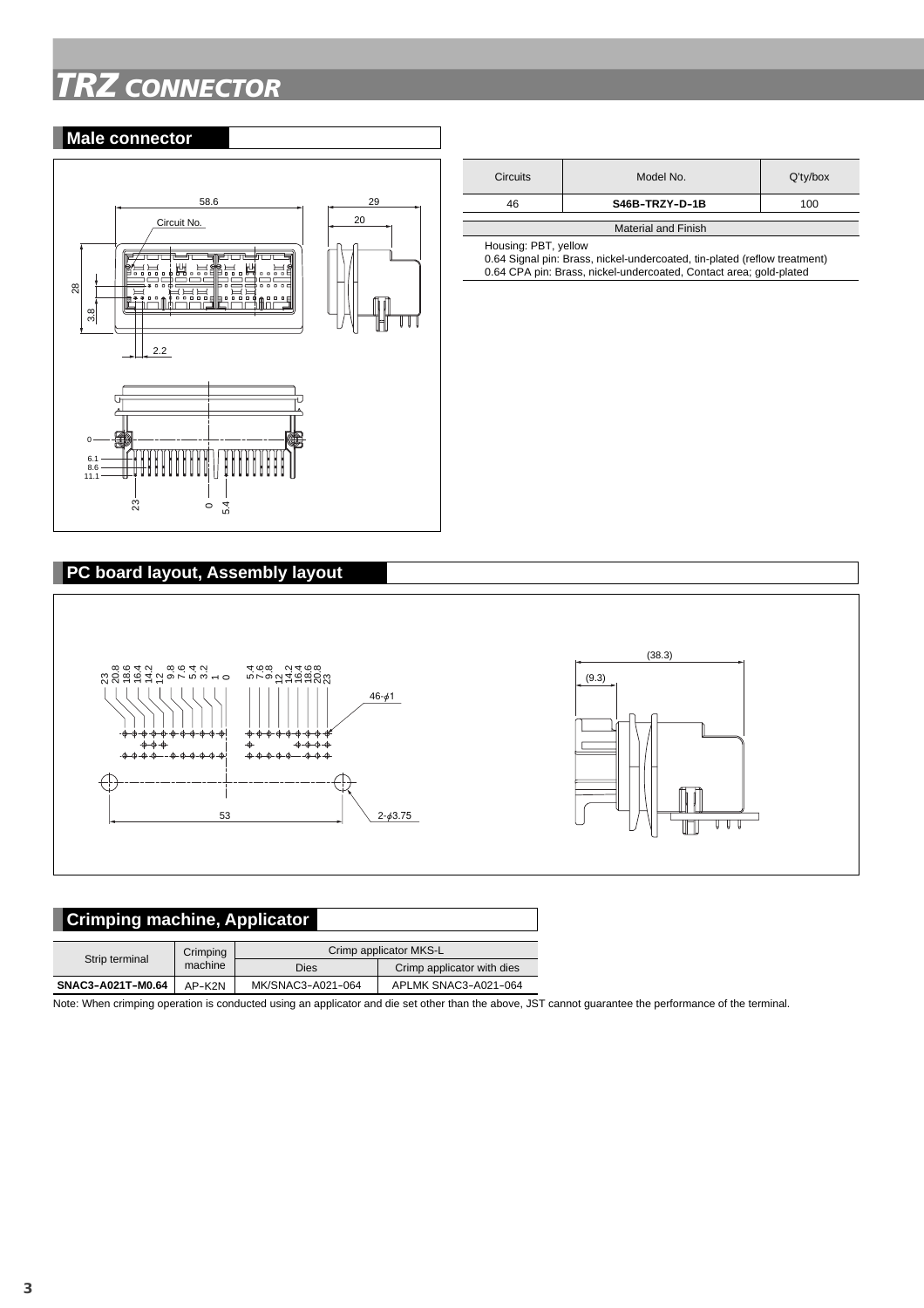# TRZ CONNECTOR

## Male connector

58.6
Circuit No.
29
20
28
3.8
2.2
0
6.1
8.6
11.1
23
0
5.4

| Circuits | Model No. | Q'ty/box |
|---|---|---|
| 46 | **S46B-TRZY-D-1B** | 100 |

| Material and Finish |
|---|
| Housing: PBT, yellow<br>0.64 Signal pin: Brass, nickel-undercoated, tin-plated (reflow treatment)<br>0.64 CPA pin: Brass, nickel-undercoated, Contact area; gold-plated |

## PC board layout, Assembly layout

23 20.8 18.6 16.4 14.2 12 9.8 7.6 5.4 3.2 1 0
5.4 7.6 9.8 12 14.2 16.4 18.6 20.8 23
46-$\phi$1
53
2-$\phi$3.75
(38.3)
(9.3)

## Crimping machine, Applicator

| Strip terminal | Crimping machine | Crimp applicator MKS-L | |
|---|---|---|---|
| | | Dies | Crimp applicator with dies |
| **SNAC3-A021T-M0.64** | AP-K2N | MK/SNAC3-A021-064 | APLMK SNAC3-A021-064 |

Note: When crimping operation is conducted using an applicator and die set other than the above, JST cannot guarantee the performance of the terminal.